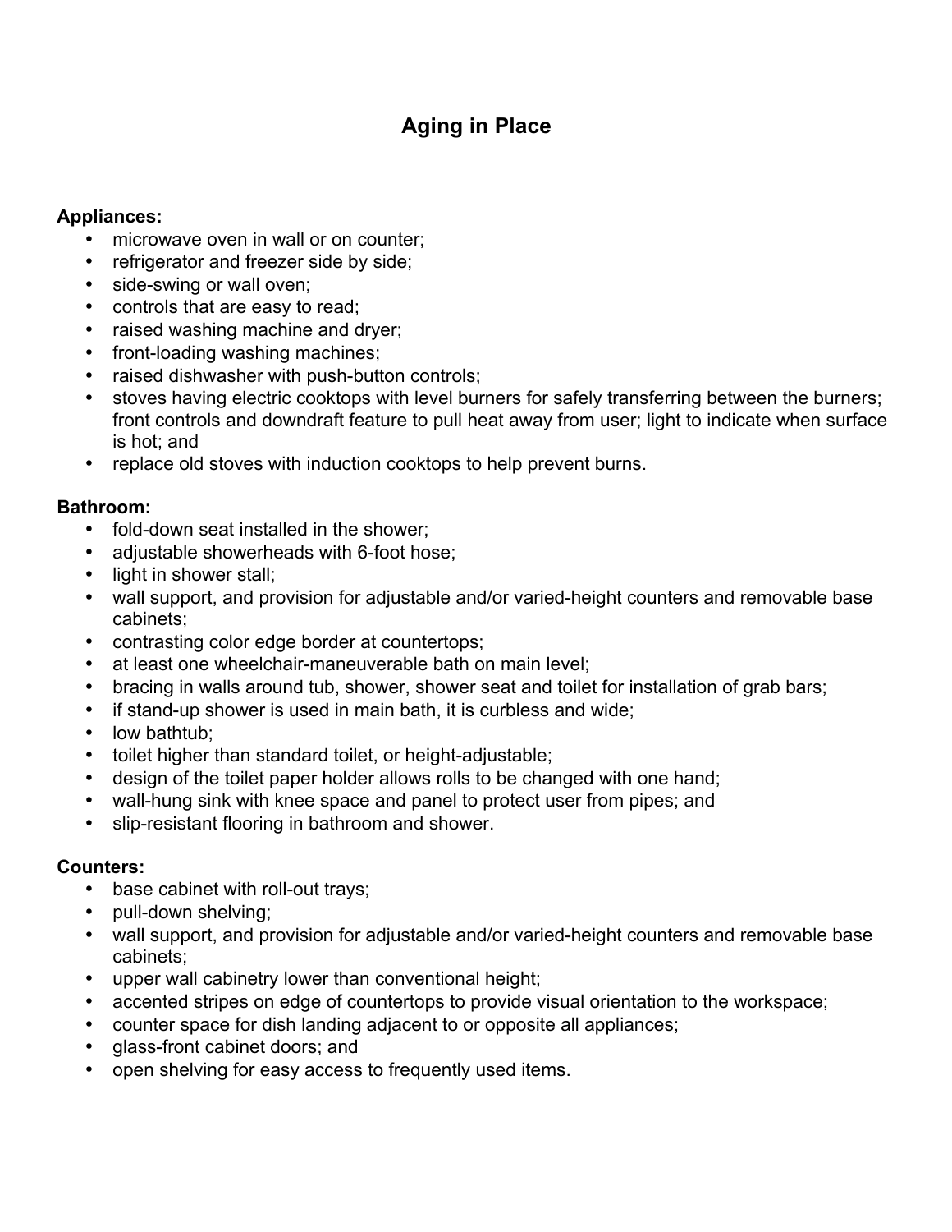# Aging in Place

**Appliances:**

- microwave oven in wall or on counter;
- refrigerator and freezer side by side;
- side-swing or wall oven;
- controls that are easy to read;
- raised washing machine and dryer;
- front-loading washing machines;
- raised dishwasher with push-button controls;
- stoves having electric cooktops with level burners for safely transferring between the burners; front controls and downdraft feature to pull heat away from user; light to indicate when surface is hot; and
- replace old stoves with induction cooktops to help prevent burns.

**Bathroom:**

- fold-down seat installed in the shower;
- adjustable showerheads with 6-foot hose;
- light in shower stall;
- wall support, and provision for adjustable and/or varied-height counters and removable base cabinets;
- contrasting color edge border at countertops;
- at least one wheelchair-maneuverable bath on main level;
- bracing in walls around tub, shower, shower seat and toilet for installation of grab bars;
- if stand-up shower is used in main bath, it is curbless and wide;
- low bathtub;
- toilet higher than standard toilet, or height-adjustable;
- design of the toilet paper holder allows rolls to be changed with one hand;
- wall-hung sink with knee space and panel to protect user from pipes; and
- slip-resistant flooring in bathroom and shower.

**Counters:**

- base cabinet with roll-out trays;
- pull-down shelving;
- wall support, and provision for adjustable and/or varied-height counters and removable base cabinets;
- upper wall cabinetry lower than conventional height;
- accented stripes on edge of countertops to provide visual orientation to the workspace;
- counter space for dish landing adjacent to or opposite all appliances;
- glass-front cabinet doors; and
- open shelving for easy access to frequently used items.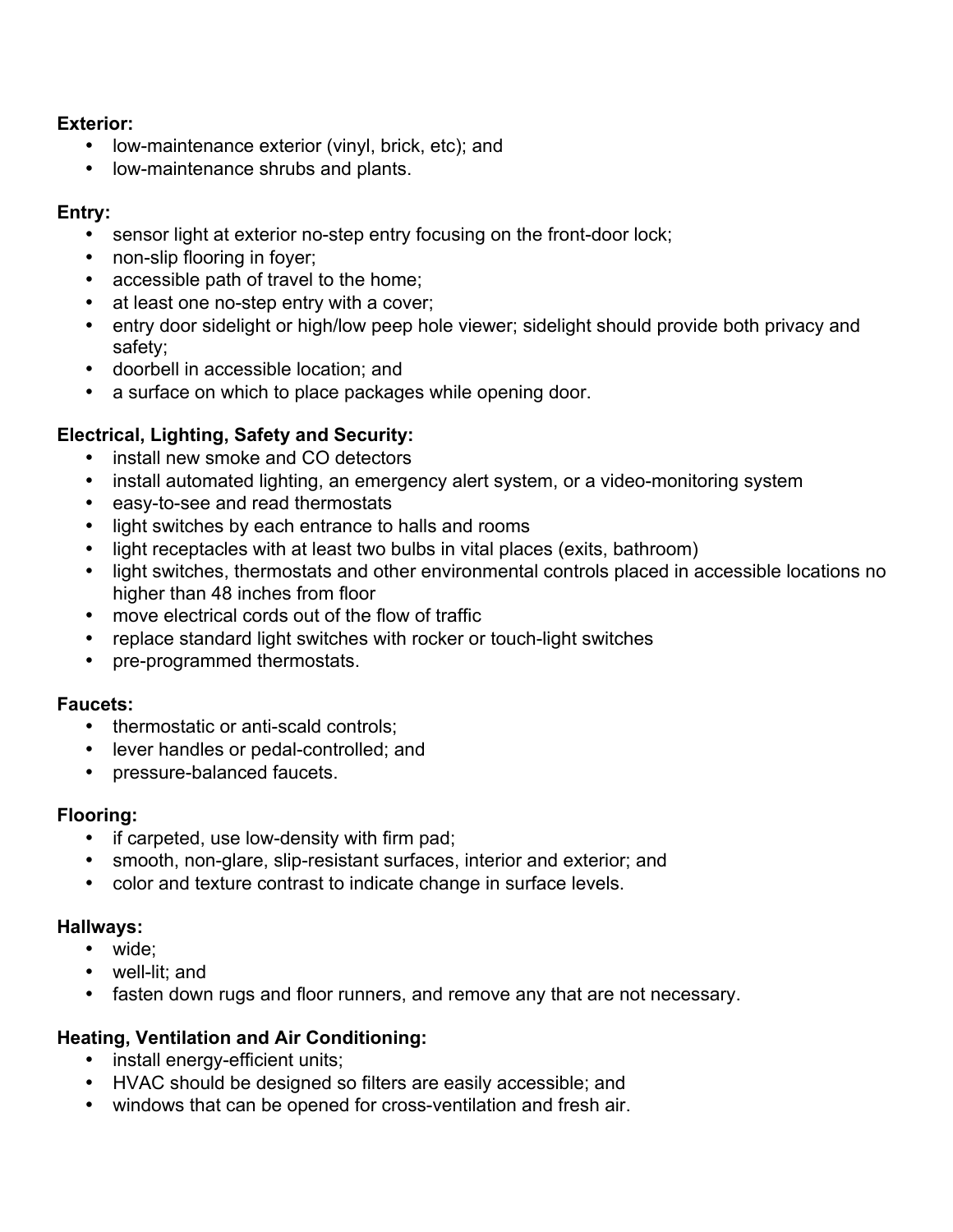**Exterior:**

- low-maintenance exterior (vinyl, brick, etc); and
- low-maintenance shrubs and plants.

**Entry:**

- sensor light at exterior no-step entry focusing on the front-door lock;
- non-slip flooring in foyer;
- accessible path of travel to the home;
- at least one no-step entry with a cover;
- entry door sidelight or high/low peep hole viewer; sidelight should provide both privacy and safety;
- doorbell in accessible location; and
- a surface on which to place packages while opening door.

**Electrical, Lighting, Safety and Security:**

- install new smoke and CO detectors
- install automated lighting, an emergency alert system, or a video-monitoring system
- easy-to-see and read thermostats
- light switches by each entrance to halls and rooms
- light receptacles with at least two bulbs in vital places (exits, bathroom)
- light switches, thermostats and other environmental controls placed in accessible locations no higher than 48 inches from floor
- move electrical cords out of the flow of traffic
- replace standard light switches with rocker or touch-light switches
- pre-programmed thermostats.

**Faucets:**

- thermostatic or anti-scald controls;
- lever handles or pedal-controlled; and
- pressure-balanced faucets.

**Flooring:**

- if carpeted, use low-density with firm pad;
- smooth, non-glare, slip-resistant surfaces, interior and exterior; and
- color and texture contrast to indicate change in surface levels.

**Hallways:**

- wide;
- well-lit; and
- fasten down rugs and floor runners, and remove any that are not necessary.

**Heating, Ventilation and Air Conditioning:**

- install energy-efficient units;
- HVAC should be designed so filters are easily accessible; and
- windows that can be opened for cross-ventilation and fresh air.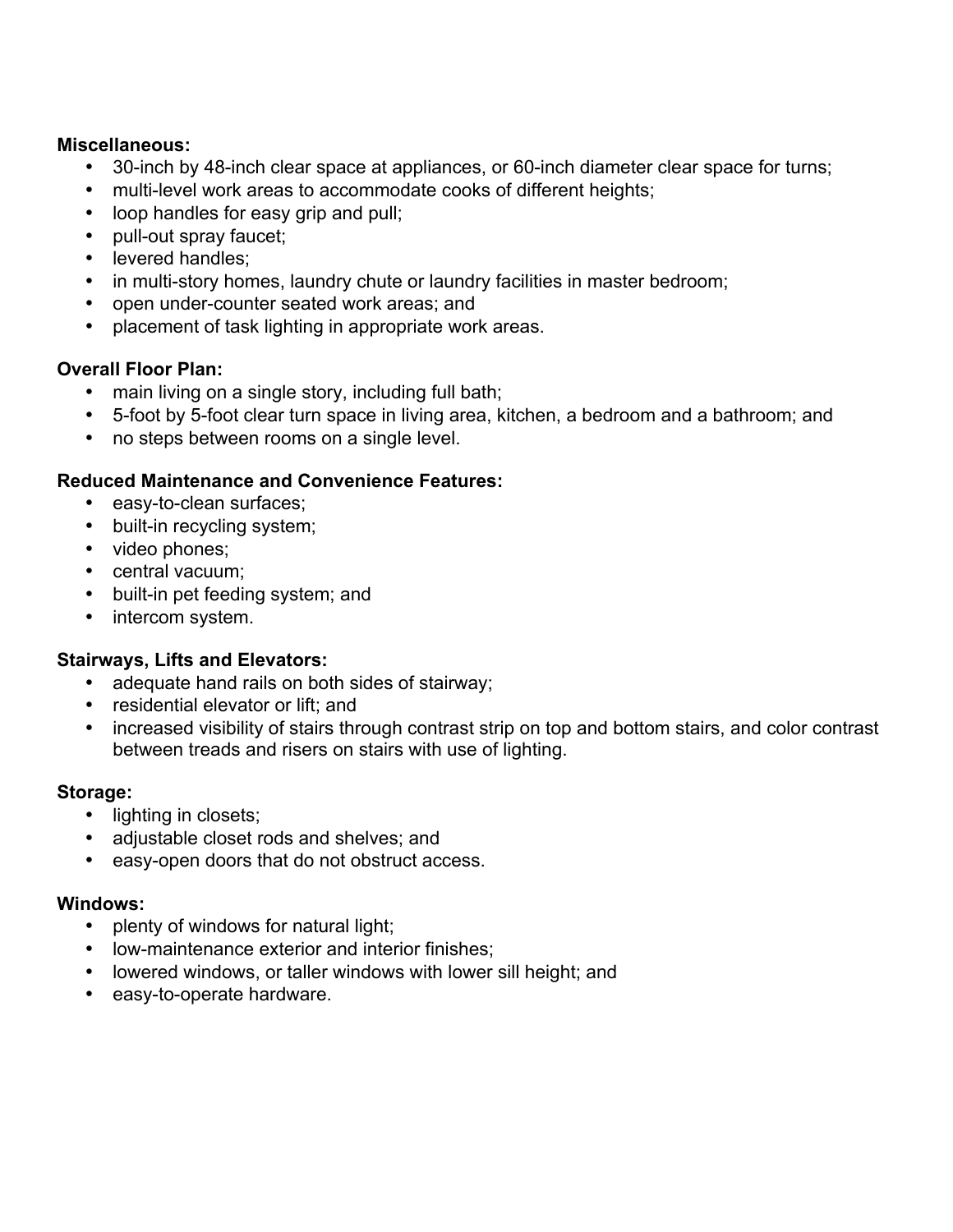**Miscellaneous:**

- 30-inch by 48-inch clear space at appliances, or 60-inch diameter clear space for turns;
- multi-level work areas to accommodate cooks of different heights;
- loop handles for easy grip and pull;
- pull-out spray faucet;
- levered handles;
- in multi-story homes, laundry chute or laundry facilities in master bedroom;
- open under-counter seated work areas; and
- placement of task lighting in appropriate work areas.

**Overall Floor Plan:**

- main living on a single story, including full bath;
- 5-foot by 5-foot clear turn space in living area, kitchen, a bedroom and a bathroom; and
- no steps between rooms on a single level.

**Reduced Maintenance and Convenience Features:**

- easy-to-clean surfaces;
- built-in recycling system;
- video phones;
- central vacuum;
- built-in pet feeding system; and
- intercom system.

**Stairways, Lifts and Elevators:**

- adequate hand rails on both sides of stairway;
- residential elevator or lift; and
- increased visibility of stairs through contrast strip on top and bottom stairs, and color contrast between treads and risers on stairs with use of lighting.

**Storage:**

- lighting in closets;
- adjustable closet rods and shelves; and
- easy-open doors that do not obstruct access.

**Windows:**

- plenty of windows for natural light;
- low-maintenance exterior and interior finishes;
- lowered windows, or taller windows with lower sill height; and
- easy-to-operate hardware.